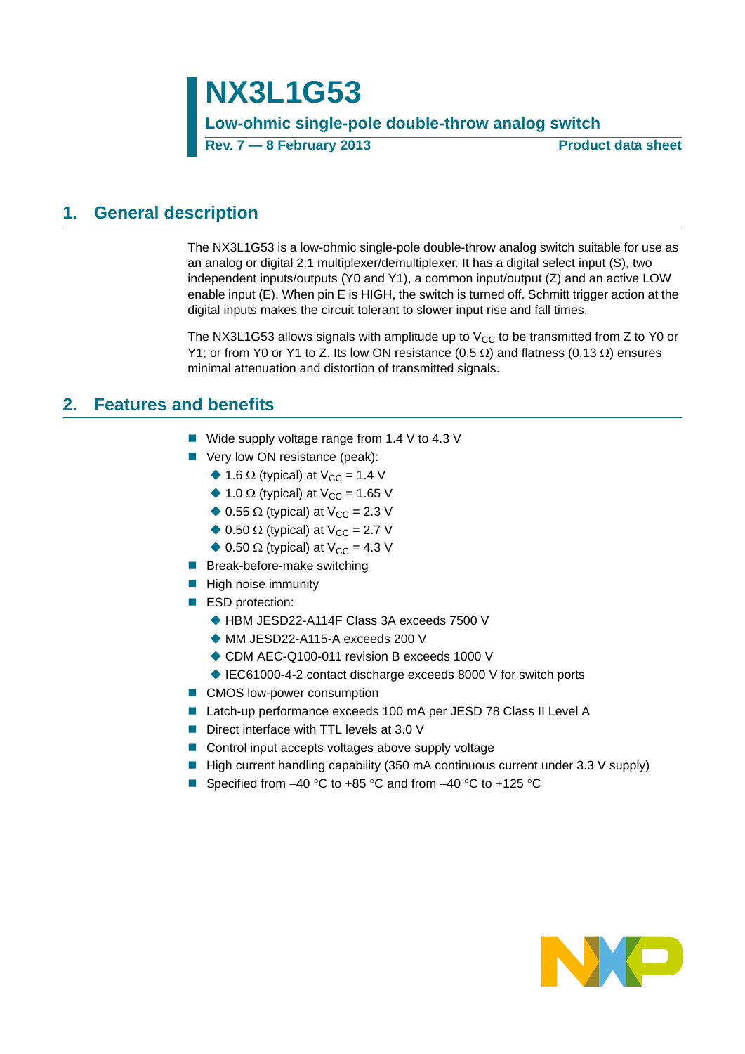# NX3L1G53

**Low-ohmic single-pole double-throw analog switch**

**Rev. 7 — 8 February 2013** **Product data sheet**

## 1. General description

The NX3L1G53 is a low-ohmic single-pole double-throw analog switch suitable for use as an analog or digital 2:1 multiplexer/demultiplexer. It has a digital select input (S), two independent inputs/outputs (Y0 and Y1), a common input/output (Z) and an active LOW enable input ($\overline{E}$). When pin $\overline{E}$ is HIGH, the switch is turned off. Schmitt trigger action at the digital inputs makes the circuit tolerant to slower input rise and fall times.

The NX3L1G53 allows signals with amplitude up to $V_{CC}$ to be transmitted from Z to Y0 or Y1; or from Y0 or Y1 to Z. Its low ON resistance (0.5 Ω) and flatness (0.13 Ω) ensures minimal attenuation and distortion of transmitted signals.

## 2. Features and benefits

- Wide supply voltage range from 1.4 V to 4.3 V
- Very low ON resistance (peak):
  - 1.6 Ω (typical) at $V_{CC}$ = 1.4 V
  - 1.0 Ω (typical) at $V_{CC}$ = 1.65 V
  - 0.55 Ω (typical) at $V_{CC}$ = 2.3 V
  - 0.50 Ω (typical) at $V_{CC}$ = 2.7 V
  - 0.50 Ω (typical) at $V_{CC}$ = 4.3 V
- Break-before-make switching
- High noise immunity
- ESD protection:
  - HBM JESD22-A114F Class 3A exceeds 7500 V
  - MM JESD22-A115-A exceeds 200 V
  - CDM AEC-Q100-011 revision B exceeds 1000 V
  - IEC61000-4-2 contact discharge exceeds 8000 V for switch ports
- CMOS low-power consumption
- Latch-up performance exceeds 100 mA per JESD 78 Class II Level A
- Direct interface with TTL levels at 3.0 V
- Control input accepts voltages above supply voltage
- High current handling capability (350 mA continuous current under 3.3 V supply)
- Specified from −40 °C to +85 °C and from −40 °C to +125 °C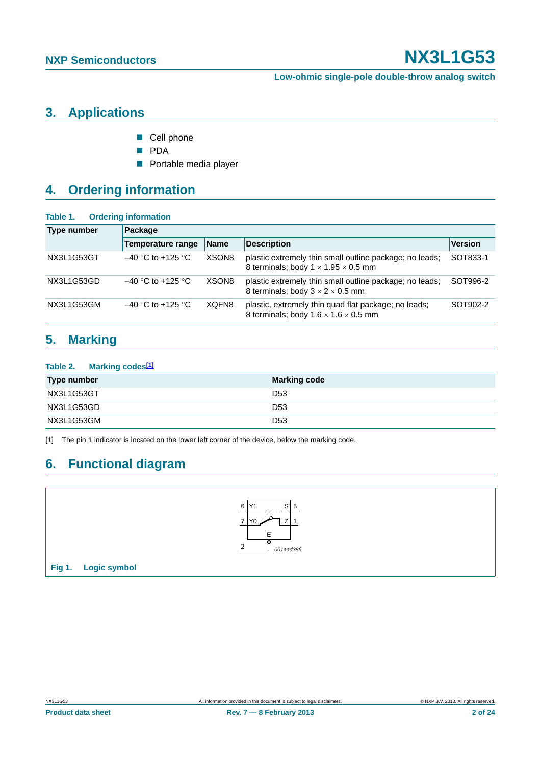## 3. Applications

- Cell phone
- PDA
- Portable media player

## 4. Ordering information

**Table 1. Ordering information**

| Type number | Package | | | |
|---|---|---|---|---|
| | Temperature range | Name | Description | Version |
| NX3L1G53GT | −40 °C to +125 °C | XSON8 | plastic extremely thin small outline package; no leads; 8 terminals; body 1 × 1.95 × 0.5 mm | SOT833-1 |
| NX3L1G53GD | −40 °C to +125 °C | XSON8 | plastic extremely thin small outline package; no leads; 8 terminals; body 3 × 2 × 0.5 mm | SOT996-2 |
| NX3L1G53GM | −40 °C to +125 °C | XQFN8 | plastic, extremely thin quad flat package; no leads; 8 terminals; body 1.6 × 1.6 × 0.5 mm | SOT902-2 |

## 5. Marking

**Table 2. Marking codes[1]**

| Type number | Marking code |
|---|---|
| NX3L1G53GT | D53 |
| NX3L1G53GD | D53 |
| NX3L1G53GM | D53 |

[1] The pin 1 indicator is located on the lower left corner of the device, below the marking code.

## 6. Functional diagram

6 Y1 S 5
7 Y0 Z 1
E
2

001aad386

**Fig 1. Logic symbol**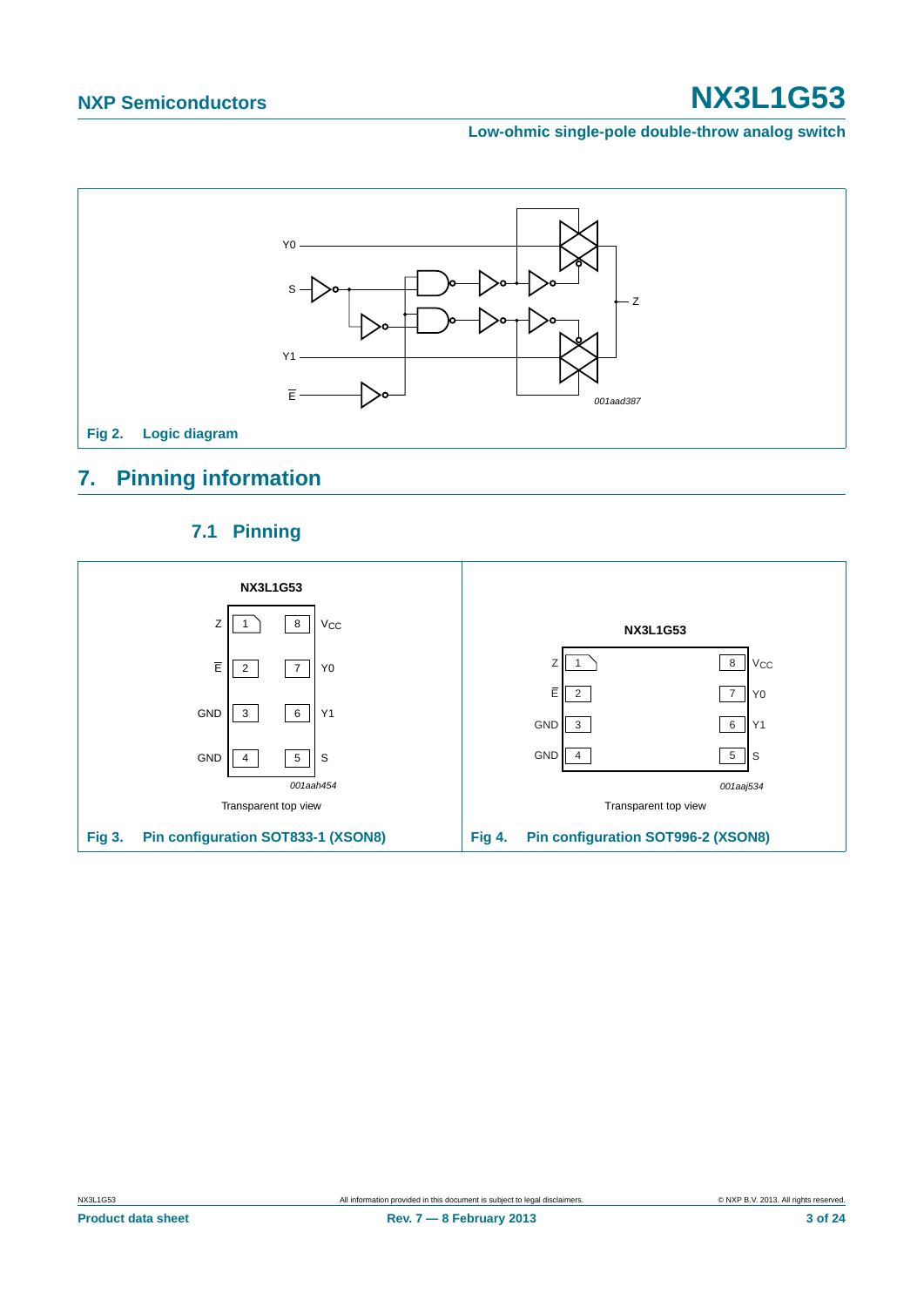Y0

S

Y1

$\overline{E}$

Z

*001aad387*

**Fig 2. Logic diagram**

## 7. Pinning information

### 7.1 Pinning

**NX3L1G53**

| Pin | Name | Pin | Name |
|---|---|---|---|
| 1 | Z | 8 | $V_{CC}$ |
| 2 | $\overline{E}$ | 7 | Y0 |
| 3 | GND | 6 | Y1 |
| 4 | GND | 5 | S |

*001aah454*

Transparent top view

**Fig 3. Pin configuration SOT833-1 (XSON8)**

**NX3L1G53**

| Pin | Name | Pin | Name |
|---|---|---|---|
| 1 | Z | 8 | $V_{CC}$ |
| 2 | $\overline{E}$ | 7 | Y0 |
| 3 | GND | 6 | Y1 |
| 4 | GND | 5 | S |

*001aaj534*

Transparent top view

**Fig 4. Pin configuration SOT996-2 (XSON8)**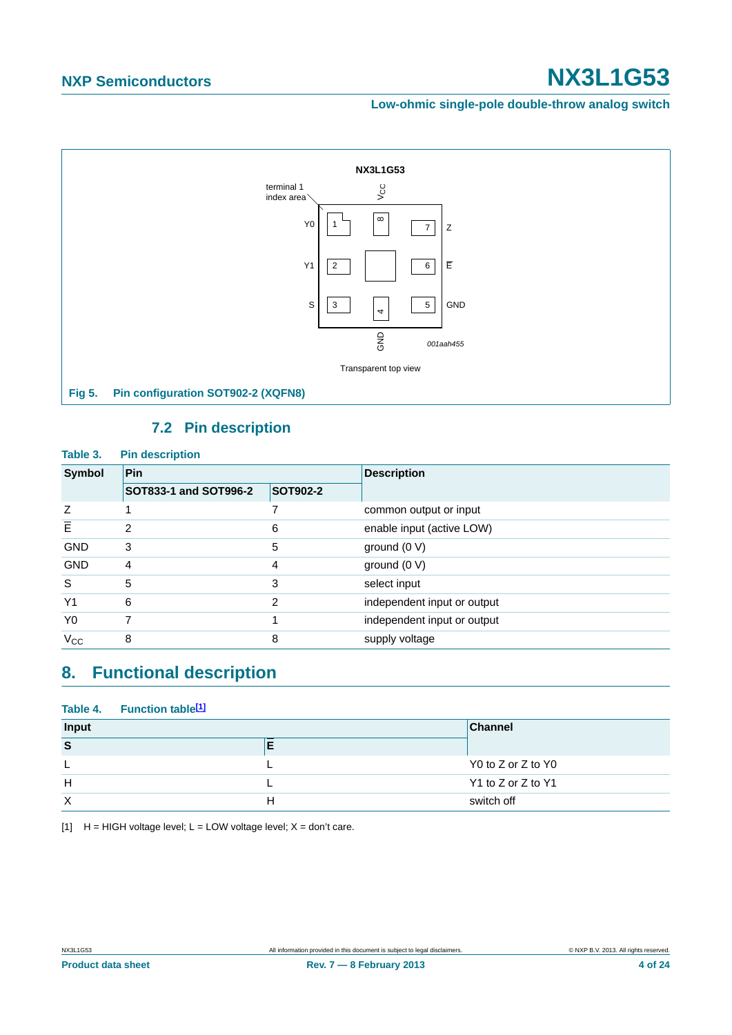Fig 5. Pin configuration SOT902-2 (XQFN8)

### 7.2 Pin description

**Table 3. Pin description**

| Symbol | Pin | | Description |
|---|---|---|---|
| | SOT833-1 and SOT996-2 | SOT902-2 | |
| Z | 1 | 7 | common output or input |
| $\overline{E}$ | 2 | 6 | enable input (active LOW) |
| GND | 3 | 5 | ground (0 V) |
| GND | 4 | 4 | ground (0 V) |
| S | 5 | 3 | select input |
| Y1 | 6 | 2 | independent input or output |
| Y0 | 7 | 1 | independent input or output |
| $V_{CC}$ | 8 | 8 | supply voltage |

## 8. Functional description

**Table 4. Function table[1]**

| Input | | Channel |
|---|---|---|
| S | $\overline{E}$ | |
| L | L | Y0 to Z or Z to Y0 |
| H | L | Y1 to Z or Z to Y1 |
| X | H | switch off |

[1] H = HIGH voltage level; L = LOW voltage level; X = don't care.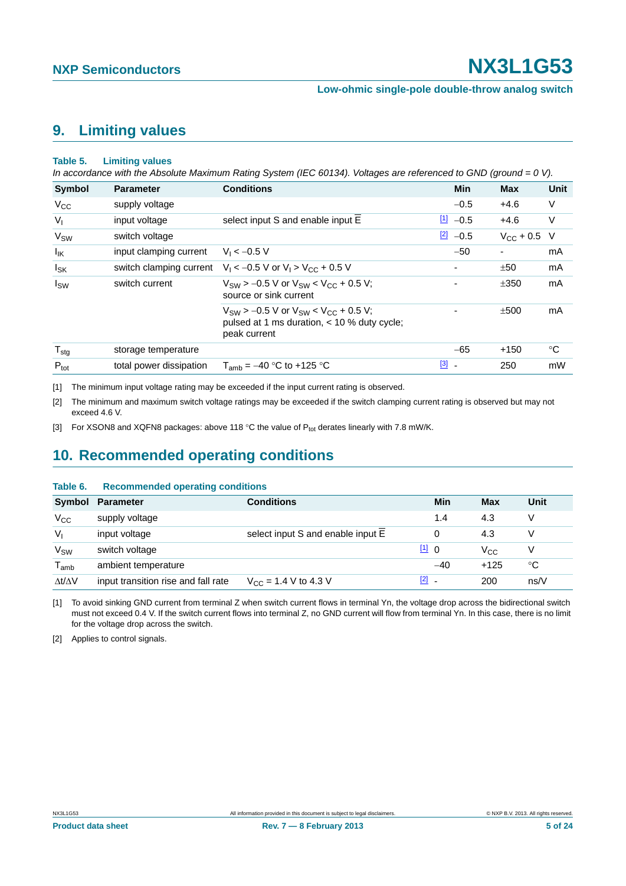## 9. Limiting values

**Table 5. Limiting values**

*In accordance with the Absolute Maximum Rating System (IEC 60134). Voltages are referenced to GND (ground = 0 V).*

| Symbol | Parameter | Conditions | | Min | Max | Unit |
|---|---|---|---|---|---|---|
| $V_{CC}$ | supply voltage | | | −0.5 | +4.6 | V |
| $V_I$ | input voltage | select input S and enable input $\overline{E}$ | [1] | −0.5 | +4.6 | V |
| $V_{SW}$ | switch voltage | | [2] | −0.5 | $V_{CC}$ + 0.5 | V |
| $I_{IK}$ | input clamping current | $V_I < -0.5$ V | | −50 | - | mA |
| $I_{SK}$ | switch clamping current | $V_I < -0.5$ V or $V_I > V_{CC} + 0.5$ V | | - | ±50 | mA |
| $I_{SW}$ | switch current | $V_{SW} > -0.5$ V or $V_{SW} < V_{CC} + 0.5$ V; source or sink current | | - | ±350 | mA |
| | | $V_{SW} > -0.5$ V or $V_{SW} < V_{CC} + 0.5$ V; pulsed at 1 ms duration, < 10 % duty cycle; peak current | | - | ±500 | mA |
| $T_{stg}$ | storage temperature | | | −65 | +150 | °C |
| $P_{tot}$ | total power dissipation | $T_{amb}$ = −40 °C to +125 °C | [3] | - | 250 | mW |

[1] The minimum input voltage rating may be exceeded if the input current rating is observed.

[2] The minimum and maximum switch voltage ratings may be exceeded if the switch clamping current rating is observed but may not exceed 4.6 V.

[3] For XSON8 and XQFN8 packages: above 118 °C the value of $P_{tot}$ derates linearly with 7.8 mW/K.

## 10. Recommended operating conditions

**Table 6. Recommended operating conditions**

| Symbol | Parameter | Conditions | | Min | Max | Unit |
|---|---|---|---|---|---|---|
| $V_{CC}$ | supply voltage | | | 1.4 | 4.3 | V |
| $V_I$ | input voltage | select input S and enable input $\overline{E}$ | | 0 | 4.3 | V |
| $V_{SW}$ | switch voltage | | [1] | 0 | $V_{CC}$ | V |
| $T_{amb}$ | ambient temperature | | | −40 | +125 | °C |
| $\Delta t/\Delta V$ | input transition rise and fall rate | $V_{CC}$ = 1.4 V to 4.3 V | [2] | - | 200 | ns/V |

[1] To avoid sinking GND current from terminal Z when switch current flows in terminal Yn, the voltage drop across the bidirectional switch must not exceed 0.4 V. If the switch current flows into terminal Z, no GND current will flow from terminal Yn. In this case, there is no limit for the voltage drop across the switch.

[2] Applies to control signals.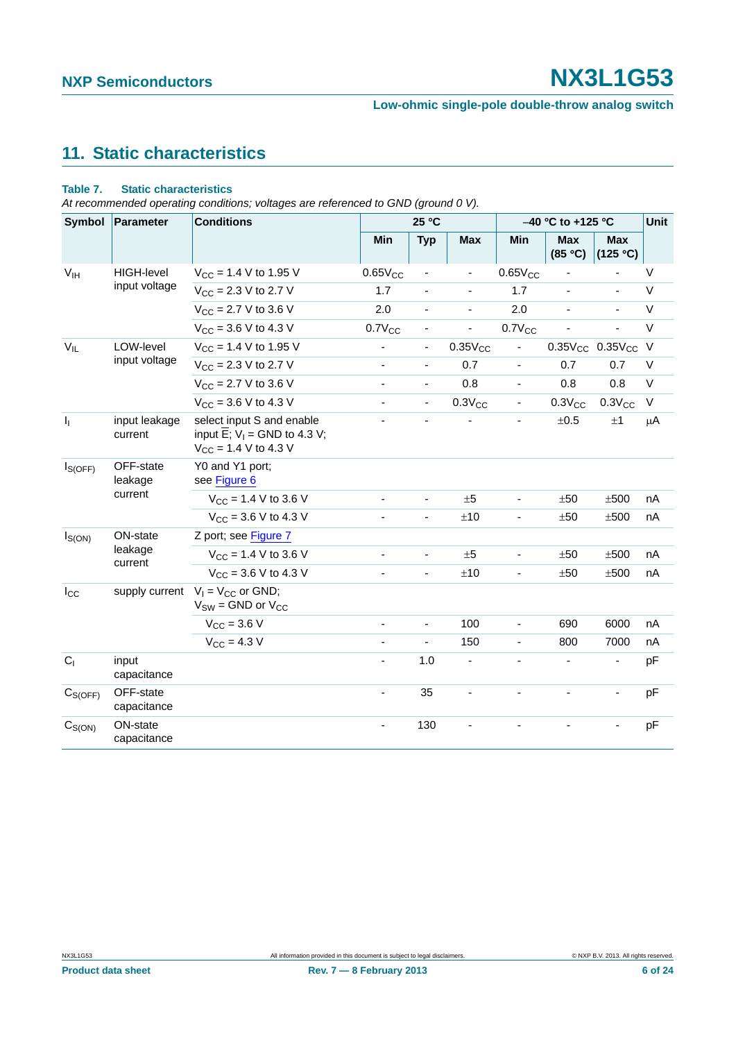## 11. Static characteristics

**Table 7. Static characteristics**

*At recommended operating conditions; voltages are referenced to GND (ground 0 V).*

| Symbol | Parameter | Conditions | 25 °C | | | −40 °C to +125 °C | | | Unit |
|---|---|---|---|---|---|---|---|---|---|
| | | | Min | Typ | Max | Min | Max (85 °C) | Max (125 °C) | |
| $V_{IH}$ | HIGH-level input voltage | $V_{CC}$ = 1.4 V to 1.95 V | $0.65V_{CC}$ | - | - | $0.65V_{CC}$ | - | - | V |
| | | $V_{CC}$ = 2.3 V to 2.7 V | 1.7 | - | - | 1.7 | - | - | V |
| | | $V_{CC}$ = 2.7 V to 3.6 V | 2.0 | - | - | 2.0 | - | - | V |
| | | $V_{CC}$ = 3.6 V to 4.3 V | $0.7V_{CC}$ | - | - | $0.7V_{CC}$ | - | - | V |
| $V_{IL}$ | LOW-level input voltage | $V_{CC}$ = 1.4 V to 1.95 V | - | - | $0.35V_{CC}$ | - | $0.35V_{CC}$ | $0.35V_{CC}$ | V |
| | | $V_{CC}$ = 2.3 V to 2.7 V | - | - | 0.7 | - | 0.7 | 0.7 | V |
| | | $V_{CC}$ = 2.7 V to 3.6 V | - | - | 0.8 | - | 0.8 | 0.8 | V |
| | | $V_{CC}$ = 3.6 V to 4.3 V | - | - | $0.3V_{CC}$ | - | $0.3V_{CC}$ | $0.3V_{CC}$ | V |
| $I_I$ | input leakage current | select input S and enable input $\overline{E}$; $V_I$ = GND to 4.3 V; $V_{CC}$ = 1.4 V to 4.3 V | - | - | - | - | ±0.5 | ±1 | μA |
| $I_{S(OFF)}$ | OFF-state leakage current | Y0 and Y1 port; see Figure 6 | | | | | | | |
| | | $V_{CC}$ = 1.4 V to 3.6 V | - | - | ±5 | - | ±50 | ±500 | nA |
| | | $V_{CC}$ = 3.6 V to 4.3 V | - | - | ±10 | - | ±50 | ±500 | nA |
| $I_{S(ON)}$ | ON-state leakage current | Z port; see Figure 7 | | | | | | | |
| | | $V_{CC}$ = 1.4 V to 3.6 V | - | - | ±5 | - | ±50 | ±500 | nA |
| | | $V_{CC}$ = 3.6 V to 4.3 V | - | - | ±10 | - | ±50 | ±500 | nA |
| $I_{CC}$ | supply current | $V_I$ = $V_{CC}$ or GND; $V_{SW}$ = GND or $V_{CC}$ | | | | | | | |
| | | $V_{CC}$ = 3.6 V | - | - | 100 | - | 690 | 6000 | nA |
| | | $V_{CC}$ = 4.3 V | - | - | 150 | - | 800 | 7000 | nA |
| $C_I$ | input capacitance | | - | 1.0 | - | - | - | - | pF |
| $C_{S(OFF)}$ | OFF-state capacitance | | - | 35 | - | - | - | - | pF |
| $C_{S(ON)}$ | ON-state capacitance | | - | 130 | - | - | - | - | pF |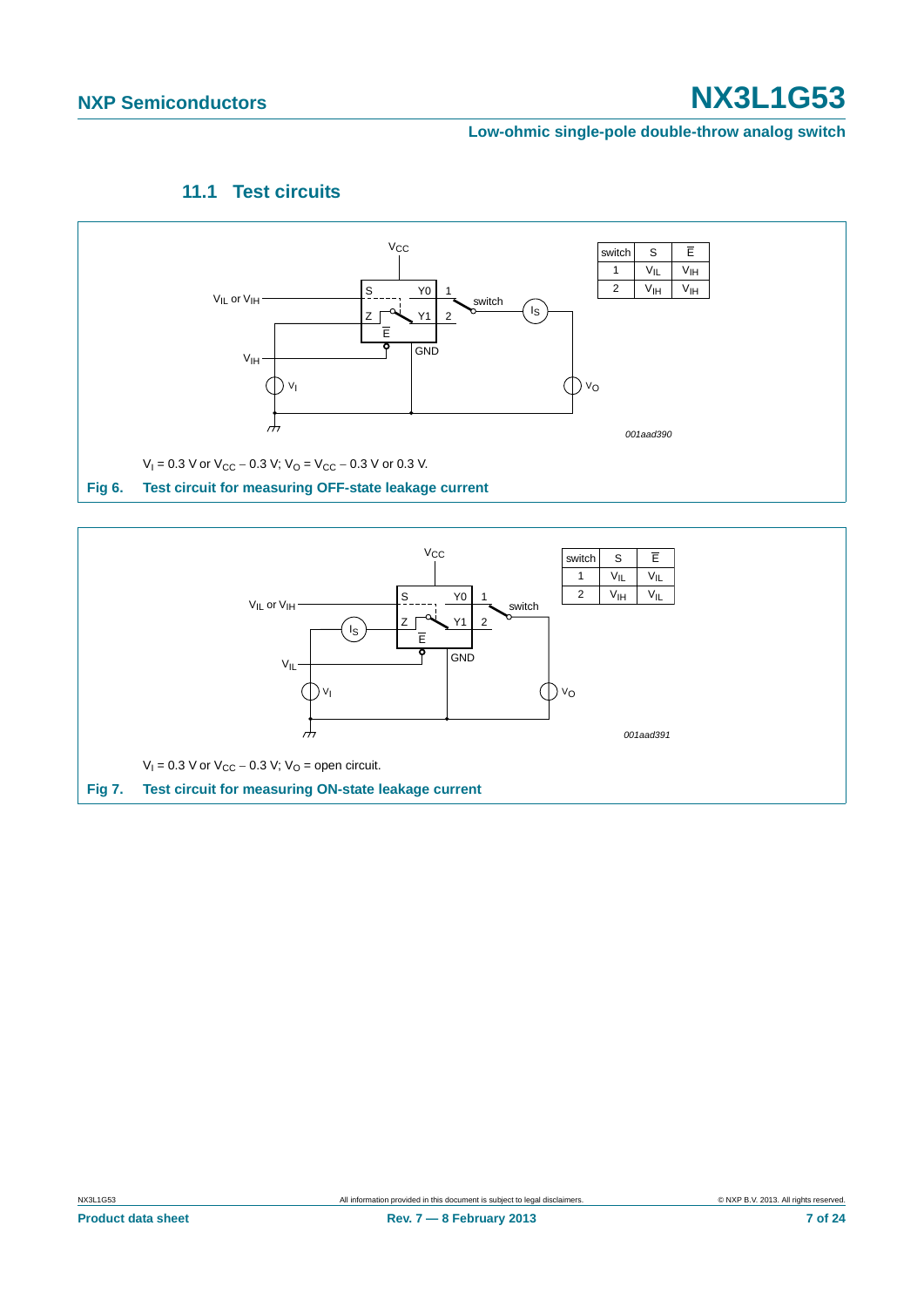### 11.1 Test circuits

| switch | S | $\overline{E}$ |
|---|---|---|
| 1 | $V_{IL}$ | $V_{IH}$ |
| 2 | $V_{IH}$ | $V_{IH}$ |

001aad390

$V_I$ = 0.3 V or $V_{CC}$ − 0.3 V; $V_O$ = $V_{CC}$ − 0.3 V or 0.3 V.

**Fig 6. Test circuit for measuring OFF-state leakage current**

| switch | S | $\overline{E}$ |
|---|---|---|
| 1 | $V_{IL}$ | $V_{IL}$ |
| 2 | $V_{IH}$ | $V_{IL}$ |

001aad391

$V_I$ = 0.3 V or $V_{CC}$ − 0.3 V; $V_O$ = open circuit.

**Fig 7. Test circuit for measuring ON-state leakage current**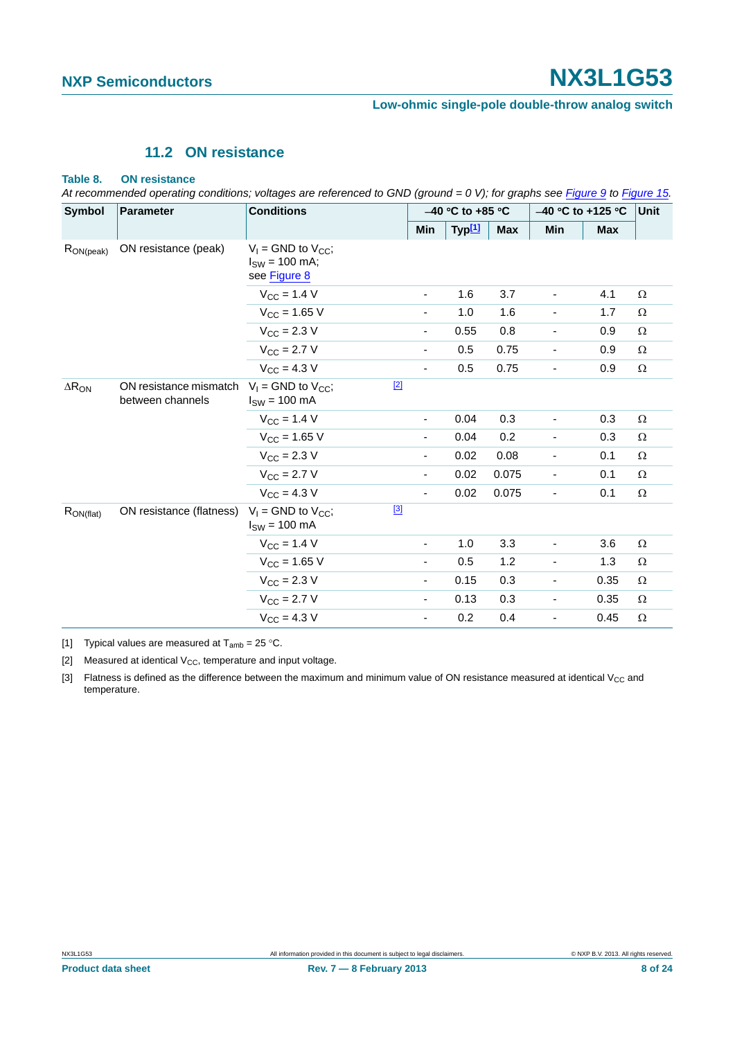## 11.2 ON resistance

**Table 8. ON resistance**

*At recommended operating conditions; voltages are referenced to GND (ground = 0 V); for graphs see Figure 9 to Figure 15.*

| Symbol | Parameter | Conditions | | −40 °C to +85 °C | | | −40 °C to +125 °C | | Unit |
|---|---|---|---|---|---|---|---|---|---|
| | | | | Min | Typ[1] | Max | Min | Max | |
| $R_{ON(peak)}$ | ON resistance (peak) | $V_I$ = GND to $V_{CC}$; $I_{SW}$ = 100 mA; see Figure 8 | | | | | | | |
| | | $V_{CC}$ = 1.4 V | | - | 1.6 | 3.7 | - | 4.1 | Ω |
| | | $V_{CC}$ = 1.65 V | | - | 1.0 | 1.6 | - | 1.7 | Ω |
| | | $V_{CC}$ = 2.3 V | | - | 0.55 | 0.8 | - | 0.9 | Ω |
| | | $V_{CC}$ = 2.7 V | | - | 0.5 | 0.75 | - | 0.9 | Ω |
| | | $V_{CC}$ = 4.3 V | | - | 0.5 | 0.75 | - | 0.9 | Ω |
| $\Delta R_{ON}$ | ON resistance mismatch between channels | $V_I$ = GND to $V_{CC}$; $I_{SW}$ = 100 mA | [2] | | | | | | |
| | | $V_{CC}$ = 1.4 V | | - | 0.04 | 0.3 | - | 0.3 | Ω |
| | | $V_{CC}$ = 1.65 V | | - | 0.04 | 0.2 | - | 0.3 | Ω |
| | | $V_{CC}$ = 2.3 V | | - | 0.02 | 0.08 | - | 0.1 | Ω |
| | | $V_{CC}$ = 2.7 V | | - | 0.02 | 0.075 | - | 0.1 | Ω |
| | | $V_{CC}$ = 4.3 V | | - | 0.02 | 0.075 | - | 0.1 | Ω |
| $R_{ON(flat)}$ | ON resistance (flatness) | $V_I$ = GND to $V_{CC}$; $I_{SW}$ = 100 mA | [3] | | | | | | |
| | | $V_{CC}$ = 1.4 V | | - | 1.0 | 3.3 | - | 3.6 | Ω |
| | | $V_{CC}$ = 1.65 V | | - | 0.5 | 1.2 | - | 1.3 | Ω |
| | | $V_{CC}$ = 2.3 V | | - | 0.15 | 0.3 | - | 0.35 | Ω |
| | | $V_{CC}$ = 2.7 V | | - | 0.13 | 0.3 | - | 0.35 | Ω |
| | | $V_{CC}$ = 4.3 V | | - | 0.2 | 0.4 | - | 0.45 | Ω |

[1] Typical values are measured at $T_{amb}$ = 25 °C.

[2] Measured at identical $V_{CC}$, temperature and input voltage.

[3] Flatness is defined as the difference between the maximum and minimum value of ON resistance measured at identical $V_{CC}$ and temperature.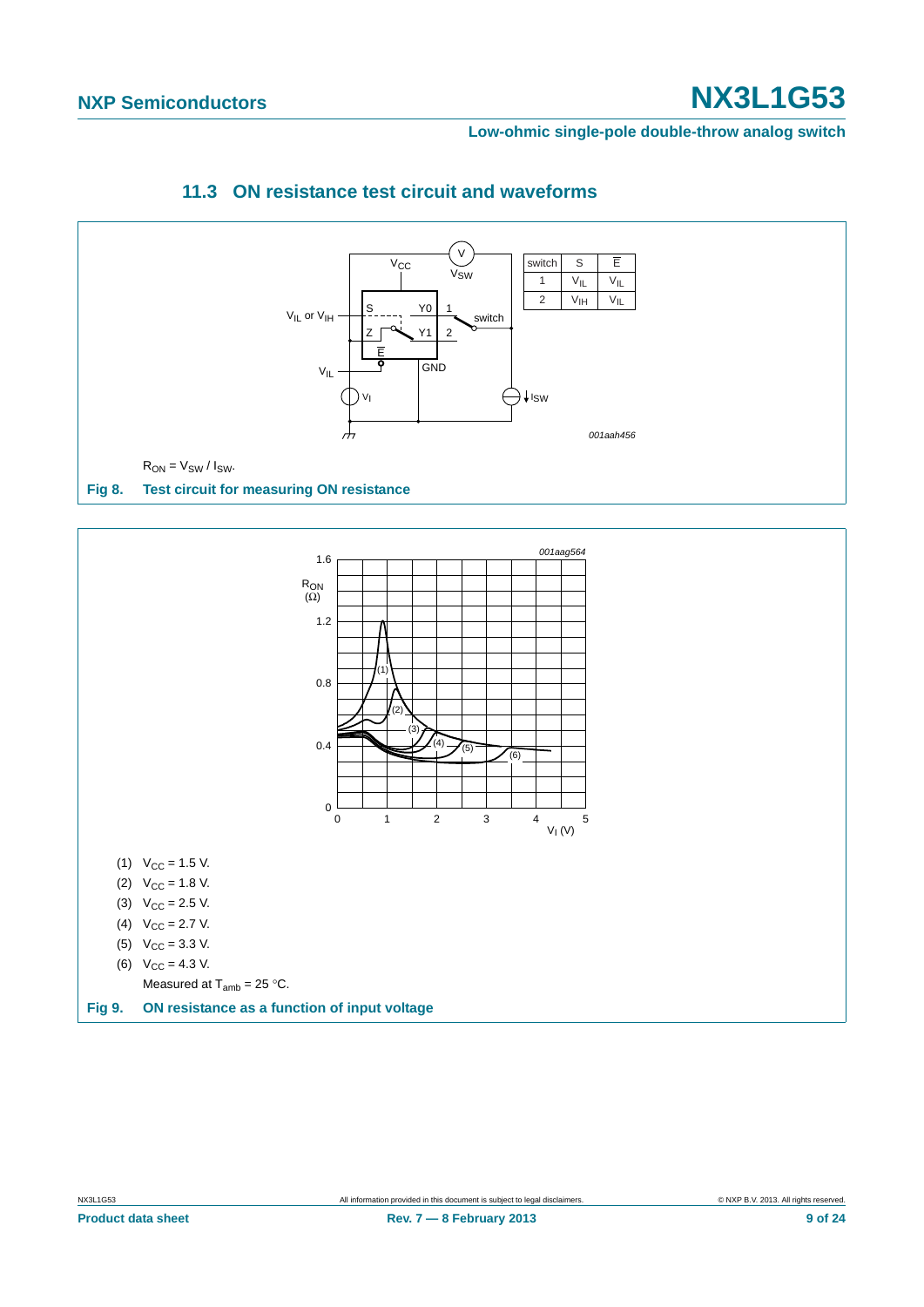### 11.3 ON resistance test circuit and waveforms

| switch | S | $\overline{E}$ |
|---|---|---|
| 1 | $V_{IL}$ | $V_{IL}$ |
| 2 | $V_{IH}$ | $V_{IL}$ |

$R_{ON} = V_{SW} / I_{SW}$.

**Fig 8. Test circuit for measuring ON resistance**

(1) $V_{CC}$ = 1.5 V.

(2) $V_{CC}$ = 1.8 V.

(3) $V_{CC}$ = 2.5 V.

(4) $V_{CC}$ = 2.7 V.

(5) $V_{CC}$ = 3.3 V.

(6) $V_{CC}$ = 4.3 V.

Measured at $T_{amb}$ = 25 °C.

**Fig 9. ON resistance as a function of input voltage**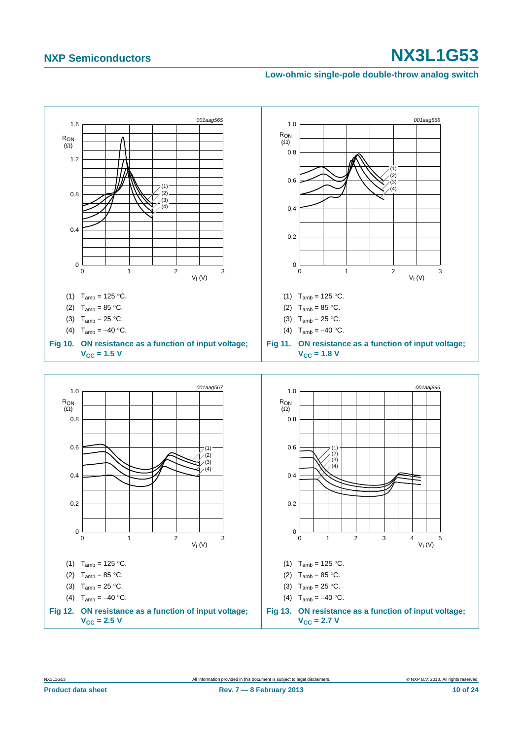001aag565

(1) $T_{amb}$ = 125 °C.

(2) $T_{amb}$ = 85 °C.

(3) $T_{amb}$ = 25 °C.

(4) $T_{amb}$ = −40 °C.

**Fig 10. ON resistance as a function of input voltage; $V_{CC}$ = 1.5 V**

001aag566

(1) $T_{amb}$ = 125 °C.

(2) $T_{amb}$ = 85 °C.

(3) $T_{amb}$ = 25 °C.

(4) $T_{amb}$ = −40 °C.

**Fig 11. ON resistance as a function of input voltage; $V_{CC}$ = 1.8 V**

001aag567

(1) $T_{amb}$ = 125 °C.

(2) $T_{amb}$ = 85 °C.

(3) $T_{amb}$ = 25 °C.

(4) $T_{amb}$ = −40 °C.

**Fig 12. ON resistance as a function of input voltage; $V_{CC}$ = 2.5 V**

001aaj896

(1) $T_{amb}$ = 125 °C.

(2) $T_{amb}$ = 85 °C.

(3) $T_{amb}$ = 25 °C.

(4) $T_{amb}$ = −40 °C.

**Fig 13. ON resistance as a function of input voltage; $V_{CC}$ = 2.7 V**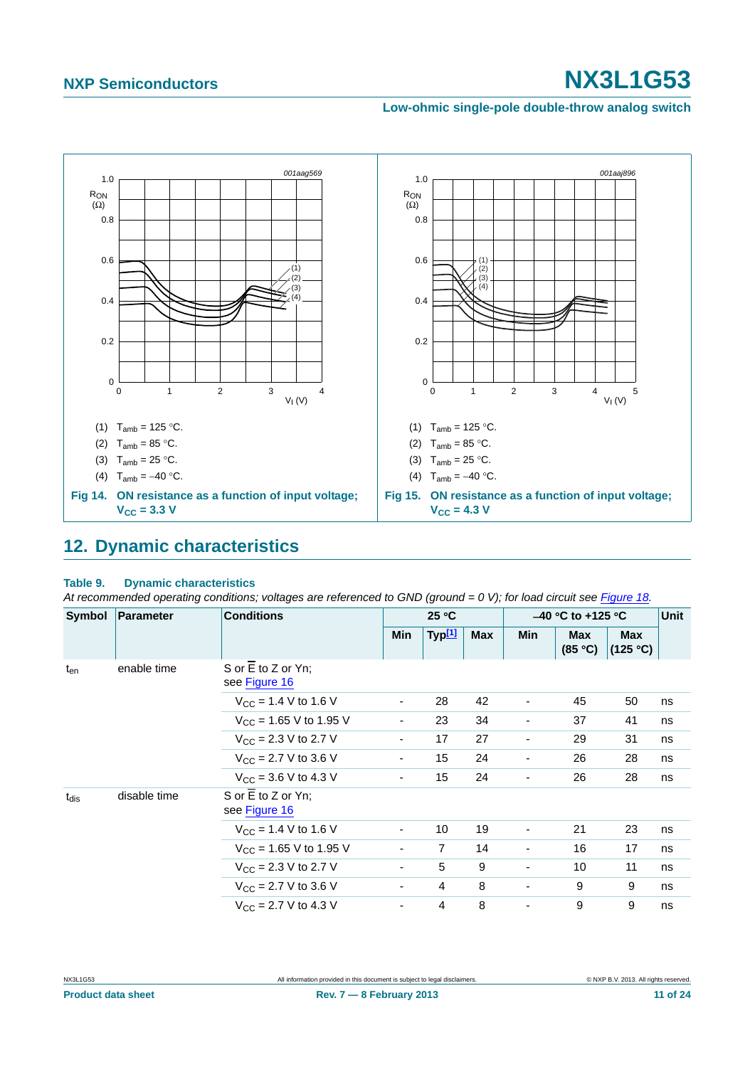(1) $T_{amb}$ = 125 °C.

(2) $T_{amb}$ = 85 °C.

(3) $T_{amb}$ = 25 °C.

(4) $T_{amb}$ = −40 °C.

**Fig 14. ON resistance as a function of input voltage; $V_{CC}$ = 3.3 V**

(1) $T_{amb}$ = 125 °C.

(2) $T_{amb}$ = 85 °C.

(3) $T_{amb}$ = 25 °C.

(4) $T_{amb}$ = −40 °C.

**Fig 15. ON resistance as a function of input voltage; $V_{CC}$ = 4.3 V**

## 12. Dynamic characteristics

**Table 9. Dynamic characteristics**

*At recommended operating conditions; voltages are referenced to GND (ground = 0 V); for load circuit see Figure 18.*

| Symbol | Parameter | Conditions | 25 °C | | | −40 °C to +125 °C | | | Unit |
|---|---|---|---|---|---|---|---|---|---|
| | | | Min | Typ[1] | Max | Min | Max (85 °C) | Max (125 °C) | |
| $t_{en}$ | enable time | S or $\overline{E}$ to Z or Yn; see Figure 16 | | | | | | | |
| | | $V_{CC}$ = 1.4 V to 1.6 V | - | 28 | 42 | - | 45 | 50 | ns |
| | | $V_{CC}$ = 1.65 V to 1.95 V | - | 23 | 34 | - | 37 | 41 | ns |
| | | $V_{CC}$ = 2.3 V to 2.7 V | - | 17 | 27 | - | 29 | 31 | ns |
| | | $V_{CC}$ = 2.7 V to 3.6 V | - | 15 | 24 | - | 26 | 28 | ns |
| | | $V_{CC}$ = 3.6 V to 4.3 V | - | 15 | 24 | - | 26 | 28 | ns |
| $t_{dis}$ | disable time | S or $\overline{E}$ to Z or Yn; see Figure 16 | | | | | | | |
| | | $V_{CC}$ = 1.4 V to 1.6 V | - | 10 | 19 | - | 21 | 23 | ns |
| | | $V_{CC}$ = 1.65 V to 1.95 V | - | 7 | 14 | - | 16 | 17 | ns |
| | | $V_{CC}$ = 2.3 V to 2.7 V | - | 5 | 9 | - | 10 | 11 | ns |
| | | $V_{CC}$ = 2.7 V to 3.6 V | - | 4 | 8 | - | 9 | 9 | ns |
| | | $V_{CC}$ = 2.7 V to 4.3 V | - | 4 | 8 | - | 9 | 9 | ns |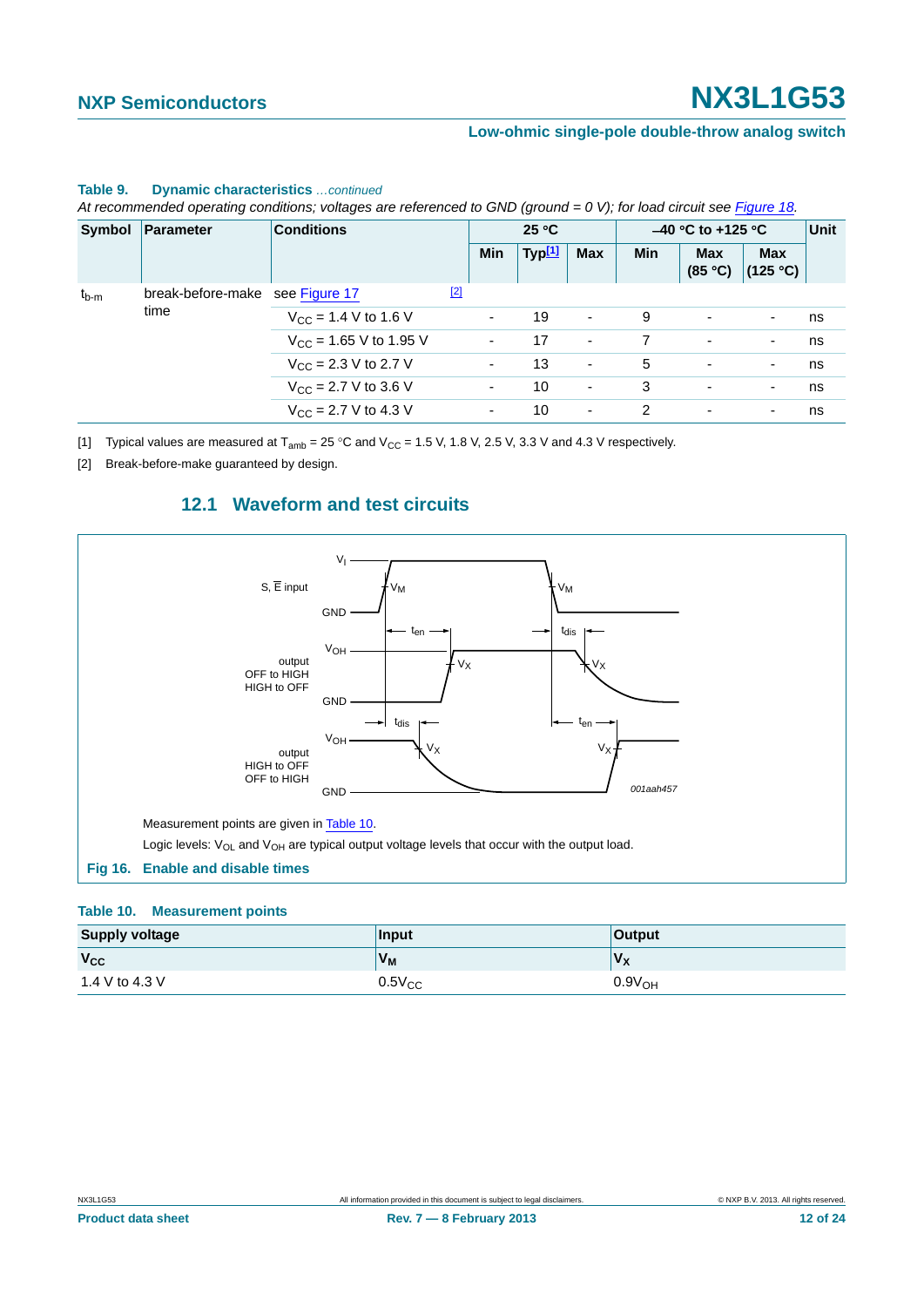**Table 9. Dynamic characteristics** *...continued*

*At recommended operating conditions; voltages are referenced to GND (ground = 0 V); for load circuit see Figure 18.*

| Symbol | Parameter | Conditions | 25 °C | | | −40 °C to +125 °C | | | Unit |
|---|---|---|---|---|---|---|---|---|---|
| | | | Min | Typ[1] | Max | Min | Max (85 °C) | Max (125 °C) | |
| $t_{b\text{-}m}$ | break-before-make time | see Figure 17 [2] | | | | | | | |
| | | $V_{CC}$ = 1.4 V to 1.6 V | - | 19 | - | 9 | - | - | ns |
| | | $V_{CC}$ = 1.65 V to 1.95 V | - | 17 | - | 7 | - | - | ns |
| | | $V_{CC}$ = 2.3 V to 2.7 V | - | 13 | - | 5 | - | - | ns |
| | | $V_{CC}$ = 2.7 V to 3.6 V | - | 10 | - | 3 | - | - | ns |
| | | $V_{CC}$ = 2.7 V to 4.3 V | - | 10 | - | 2 | - | - | ns |

[1] Typical values are measured at $T_{amb}$ = 25 °C and $V_{CC}$ = 1.5 V, 1.8 V, 2.5 V, 3.3 V and 4.3 V respectively.

[2] Break-before-make guaranteed by design.

## 12.1 Waveform and test circuits

Measurement points are given in Table 10.

Logic levels: $V_{OL}$ and $V_{OH}$ are typical output voltage levels that occur with the output load.

**Fig 16. Enable and disable times**

**Table 10. Measurement points**

| Supply voltage | Input | Output |
|---|---|---|
| $V_{CC}$ | $V_M$ | $V_X$ |
| 1.4 V to 4.3 V | $0.5V_{CC}$ | $0.9V_{OH}$ |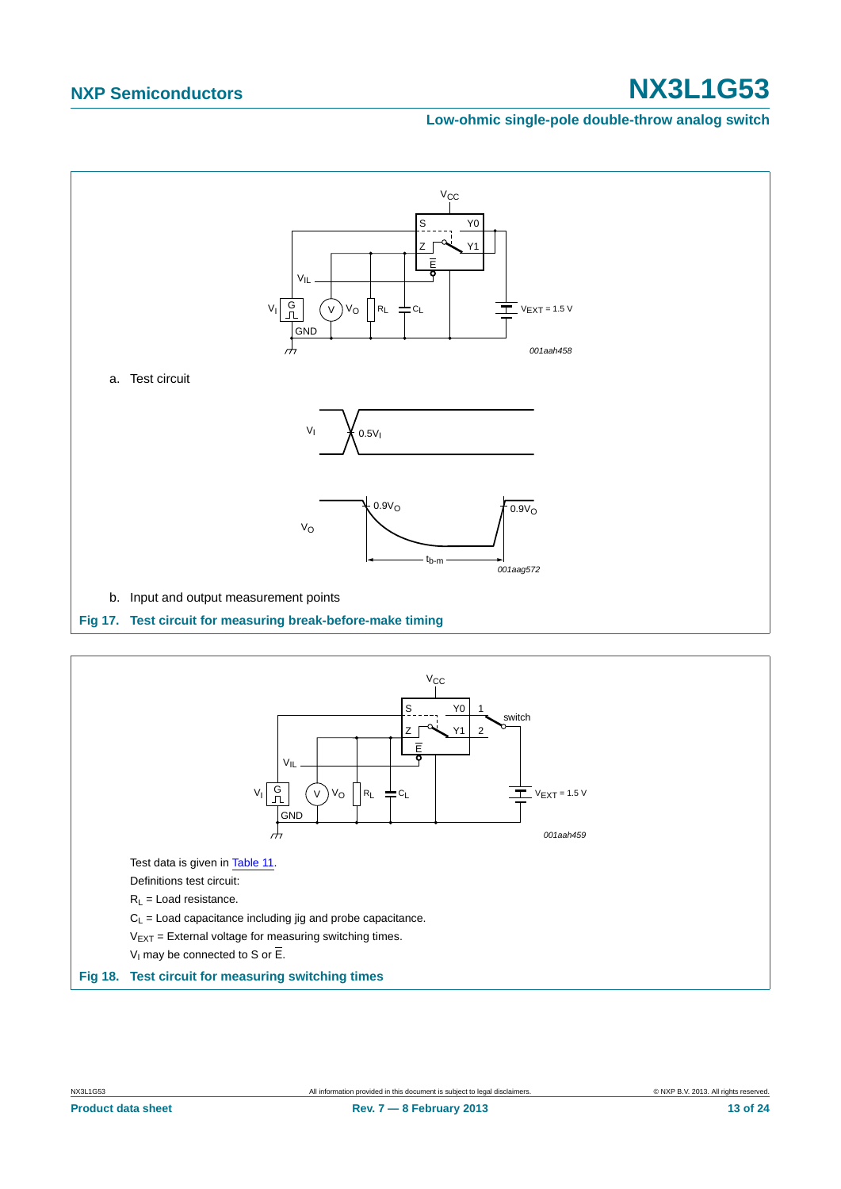a. Test circuit

b. Input and output measurement points

**Fig 17. Test circuit for measuring break-before-make timing**

Test data is given in Table 11.

Definitions test circuit:

$R_L$ = Load resistance.

$C_L$ = Load capacitance including jig and probe capacitance.

$V_{EXT}$ = External voltage for measuring switching times.

$V_I$ may be connected to S or $\overline{E}$.

**Fig 18. Test circuit for measuring switching times**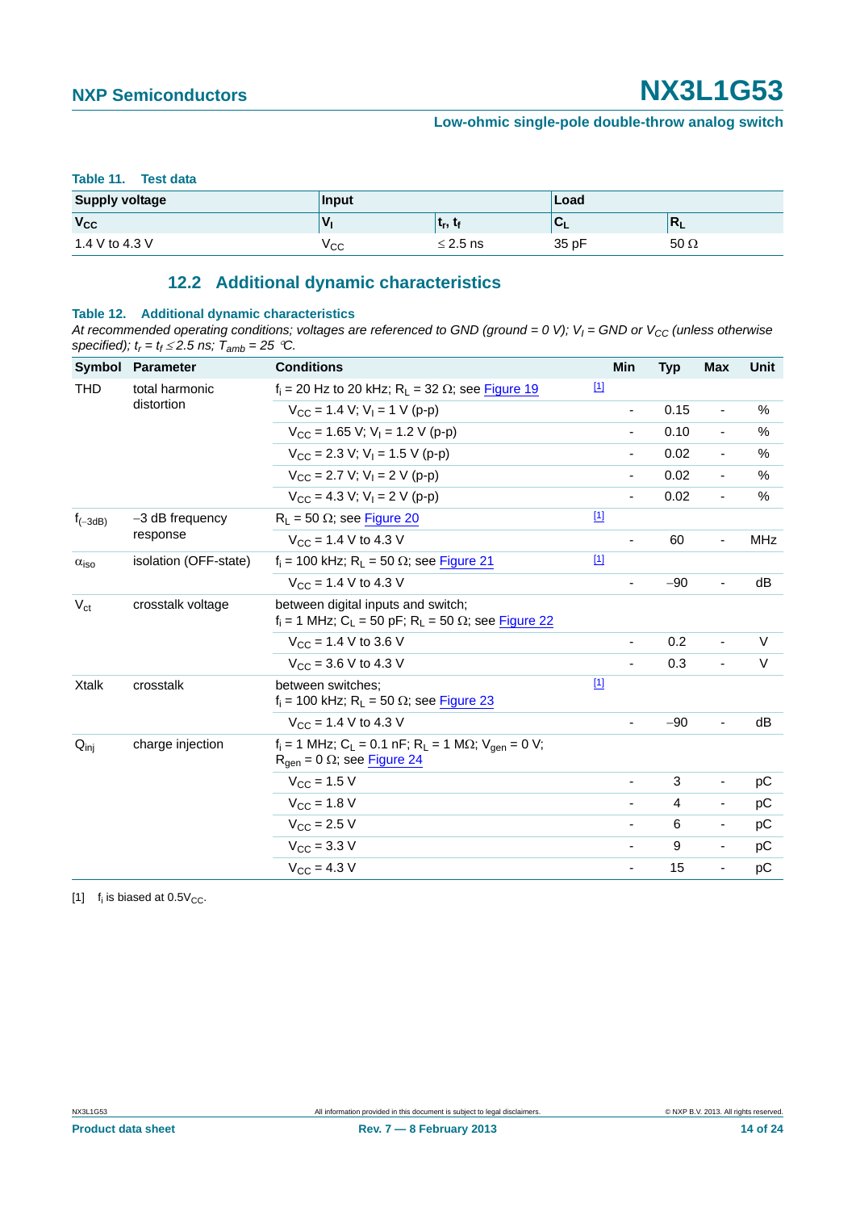**Table 11. Test data**

| Supply voltage | Input | | Load | |
|---|---|---|---|---|
| $V_{CC}$ | $V_I$ | $t_r$, $t_f$ | $C_L$ | $R_L$ |
| 1.4 V to 4.3 V | $V_{CC}$ | ≤ 2.5 ns | 35 pF | 50 Ω |

## 12.2 Additional dynamic characteristics

**Table 12. Additional dynamic characteristics**

*At recommended operating conditions; voltages are referenced to GND (ground = 0 V); $V_I$ = GND or $V_{CC}$ (unless otherwise specified); $t_r = t_f \leq 2.5$ ns; $T_{amb}$ = 25 °C.*

| Symbol | Parameter | Conditions | | Min | Typ | Max | Unit |
|---|---|---|---|---|---|---|---|
| THD | total harmonic distortion | $f_i$ = 20 Hz to 20 kHz; $R_L$ = 32 Ω; see Figure 19 | [1] | | | | |
| | | $V_{CC}$ = 1.4 V; $V_I$ = 1 V (p-p) | | - | 0.15 | - | % |
| | | $V_{CC}$ = 1.65 V; $V_I$ = 1.2 V (p-p) | | - | 0.10 | - | % |
| | | $V_{CC}$ = 2.3 V; $V_I$ = 1.5 V (p-p) | | - | 0.02 | - | % |
| | | $V_{CC}$ = 2.7 V; $V_I$ = 2 V (p-p) | | - | 0.02 | - | % |
| | | $V_{CC}$ = 4.3 V; $V_I$ = 2 V (p-p) | | - | 0.02 | - | % |
| $f_{(-3dB)}$ | −3 dB frequency response | $R_L$ = 50 Ω; see Figure 20 | [1] | | | | |
| | | $V_{CC}$ = 1.4 V to 4.3 V | | - | 60 | - | MHz |
| $\alpha_{iso}$ | isolation (OFF-state) | $f_i$ = 100 kHz; $R_L$ = 50 Ω; see Figure 21 | [1] | | | | |
| | | $V_{CC}$ = 1.4 V to 4.3 V | | - | −90 | - | dB |
| $V_{ct}$ | crosstalk voltage | between digital inputs and switch; $f_i$ = 1 MHz; $C_L$ = 50 pF; $R_L$ = 50 Ω; see Figure 22 | | | | | |
| | | $V_{CC}$ = 1.4 V to 3.6 V | | - | 0.2 | - | V |
| | | $V_{CC}$ = 3.6 V to 4.3 V | | - | 0.3 | - | V |
| Xtalk | crosstalk | between switches; $f_i$ = 100 kHz; $R_L$ = 50 Ω; see Figure 23 | [1] | | | | |
| | | $V_{CC}$ = 1.4 V to 4.3 V | | - | −90 | - | dB |
| $Q_{inj}$ | charge injection | $f_i$ = 1 MHz; $C_L$ = 0.1 nF; $R_L$ = 1 MΩ; $V_{gen}$ = 0 V; $R_{gen}$ = 0 Ω; see Figure 24 | | | | | |
| | | $V_{CC}$ = 1.5 V | | - | 3 | - | pC |
| | | $V_{CC}$ = 1.8 V | | - | 4 | - | pC |
| | | $V_{CC}$ = 2.5 V | | - | 6 | - | pC |
| | | $V_{CC}$ = 3.3 V | | - | 9 | - | pC |
| | | $V_{CC}$ = 4.3 V | | - | 15 | - | pC |

[1] $f_i$ is biased at $0.5V_{CC}$.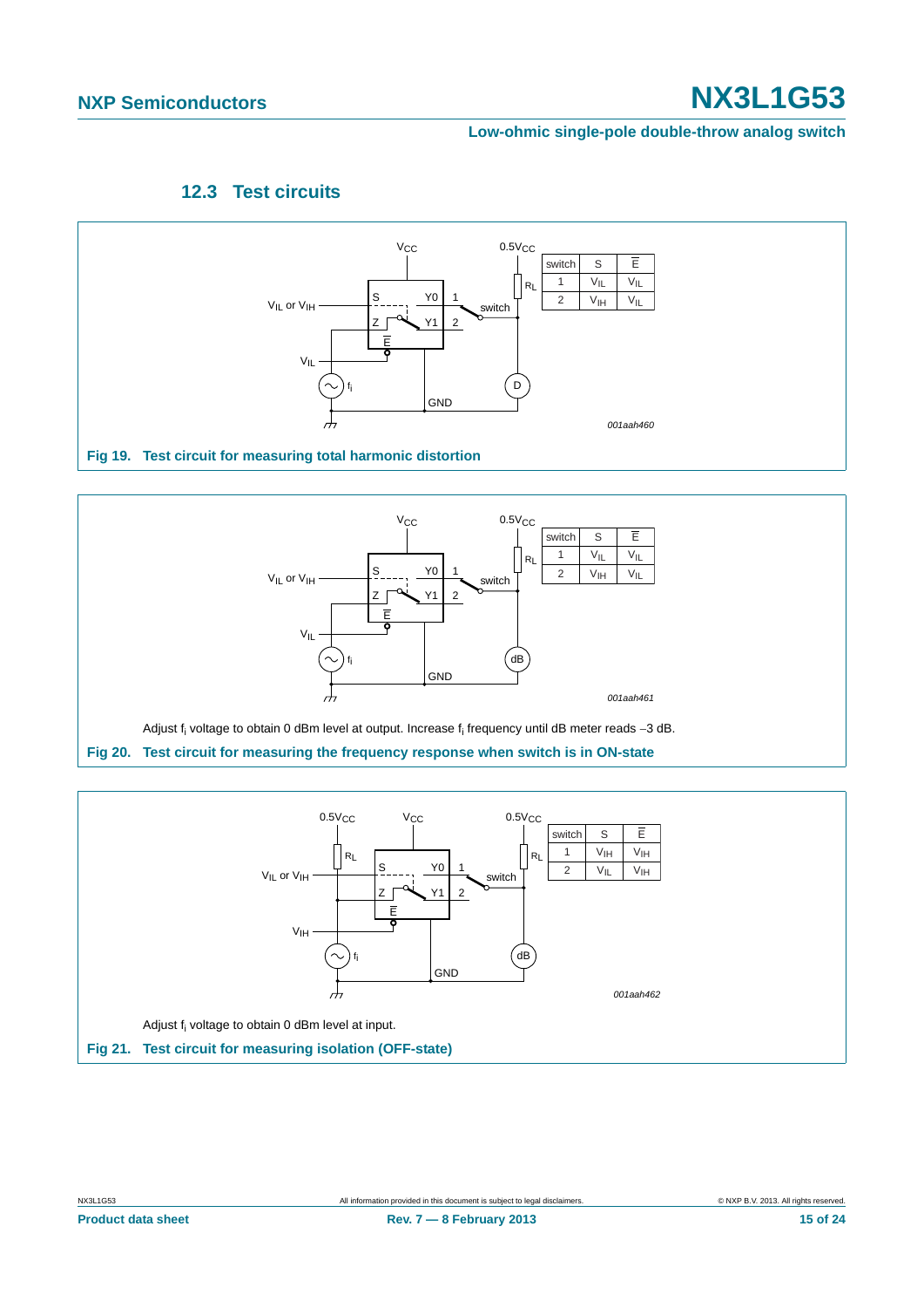### 12.3 Test circuits

| switch | S | $\overline{E}$ |
|---|---|---|
| 1 | $V_{IL}$ | $V_{IL}$ |
| 2 | $V_{IH}$ | $V_{IL}$ |

001aah460

**Fig 19. Test circuit for measuring total harmonic distortion**

| switch | S | $\overline{E}$ |
|---|---|---|
| 1 | $V_{IL}$ | $V_{IL}$ |
| 2 | $V_{IH}$ | $V_{IL}$ |

001aah461

Adjust $f_i$ voltage to obtain 0 dBm level at output. Increase $f_i$ frequency until dB meter reads −3 dB.

**Fig 20. Test circuit for measuring the frequency response when switch is in ON-state**

| switch | S | $\overline{E}$ |
|---|---|---|
| 1 | $V_{IH}$ | $V_{IH}$ |
| 2 | $V_{IL}$ | $V_{IH}$ |

001aah462

Adjust $f_i$ voltage to obtain 0 dBm level at input.

**Fig 21. Test circuit for measuring isolation (OFF-state)**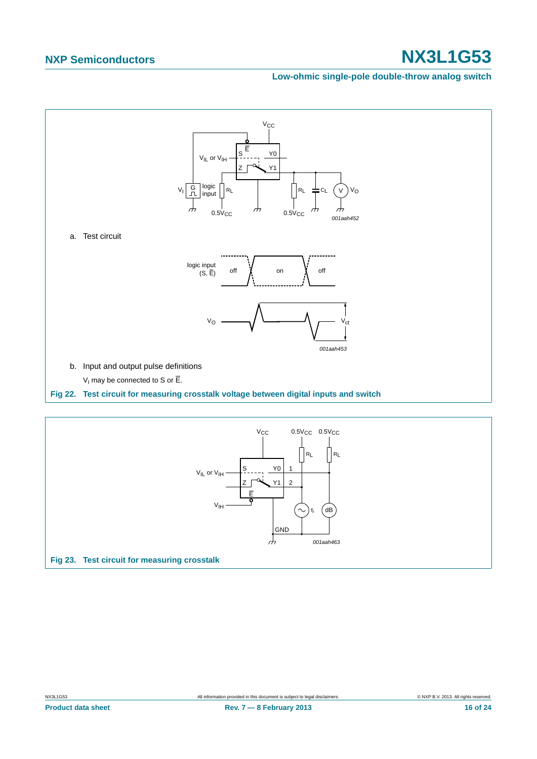a. Test circuit

b. Input and output pulse definitions

$V_I$ may be connected to S or $\overline{E}$.

**Fig 22. Test circuit for measuring crosstalk voltage between digital inputs and switch**

**Fig 23. Test circuit for measuring crosstalk**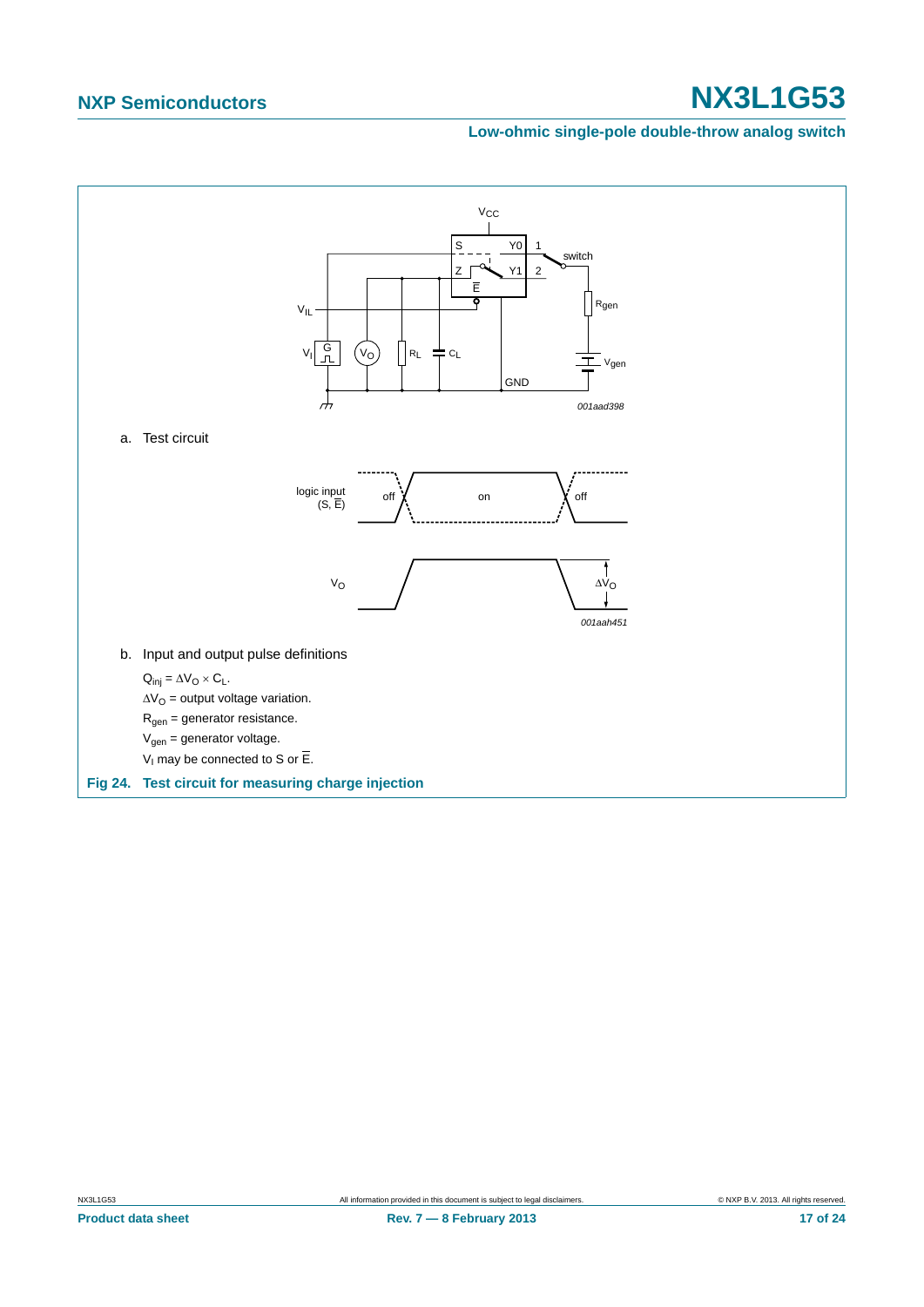a. Test circuit

b. Input and output pulse definitions

$Q_{inj} = \Delta V_O \times C_L$.

$\Delta V_O$ = output voltage variation.

$R_{gen}$ = generator resistance.

$V_{gen}$ = generator voltage.

$V_I$ may be connected to S or $\overline{E}$.

**Fig 24. Test circuit for measuring charge injection**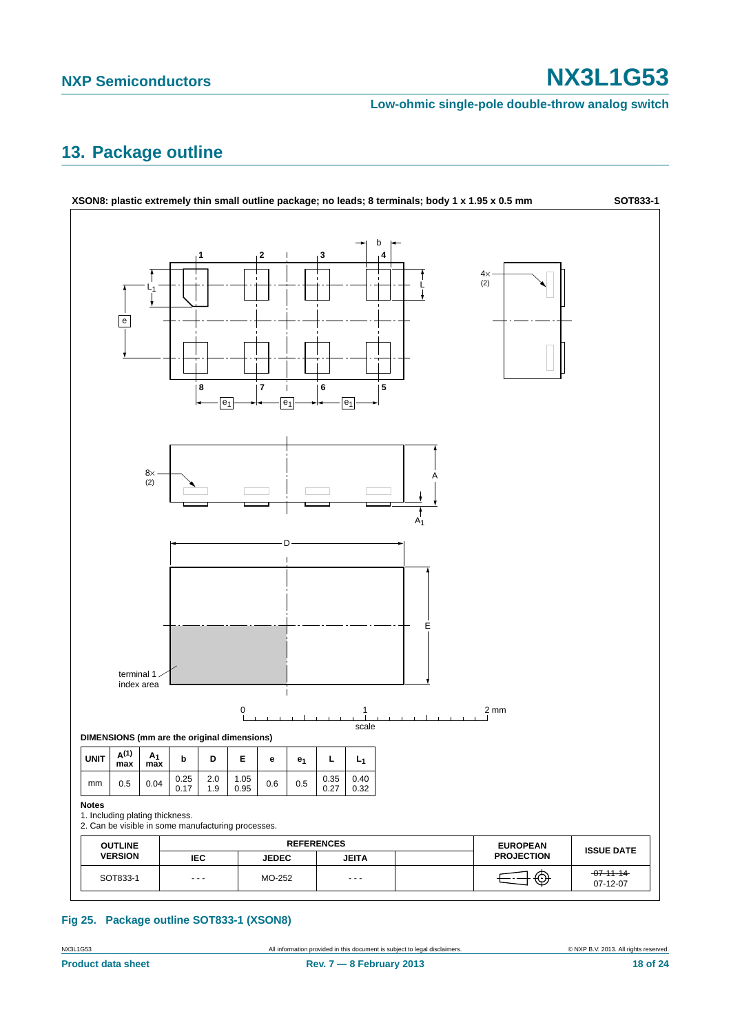## 13. Package outline

**XSON8: plastic extremely thin small outline package; no leads; 8 terminals; body 1 x 1.95 x 0.5 mm** **SOT833-1**

**DIMENSIONS (mm are the original dimensions)**

| UNIT | $A^{(1)}$ max | $A_1$ max | b | D | E | e | $e_1$ | L | $L_1$ |
|---|---|---|---|---|---|---|---|---|---|
| mm | 0.5 | 0.04 | 0.25<br>0.17 | 2.0<br>1.9 | 1.05<br>0.95 | 0.6 | 0.5 | 0.35<br>0.27 | 0.40<br>0.32 |

**Notes**

1. Including plating thickness.
2. Can be visible in some manufacturing processes.

| OUTLINE VERSION | REFERENCES | | | | EUROPEAN PROJECTION | ISSUE DATE |
|---|---|---|---|---|---|---|
| | IEC | JEDEC | JEITA | | | |
| SOT833-1 | - - - | MO-252 | - - - | | | ~~07-11-14~~<br>07-12-07 |

**Fig 25. Package outline SOT833-1 (XSON8)**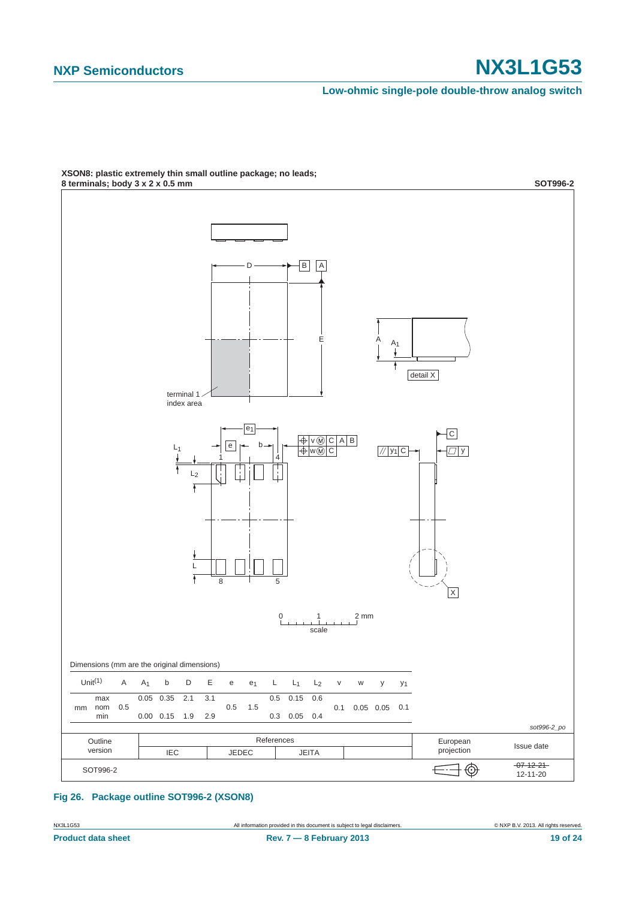**XSON8: plastic extremely thin small outline package; no leads; 8 terminals; body 3 x 2 x 0.5 mm** **SOT996-2**

Dimensions (mm are the original dimensions)

| Unit[1] | | A | $A_1$ | b | D | E | e | $e_1$ | L | $L_1$ | $L_2$ | v | w | y | $y_1$ |
|---|---|---|---|---|---|---|---|---|---|---|---|---|---|---|---|
| mm | max | | 0.05 | 0.35 | 2.1 | 3.1 | | | 0.5 | 0.15 | 0.6 | | | | |
| | nom | 0.5 | | | | | 0.5 | 1.5 | | | | 0.1 | 0.05 | 0.05 | 0.1 |
| | min | | 0.00 | 0.15 | 1.9 | 2.9 | | | 0.3 | 0.05 | 0.4 | | | | |

*sot996-2_po*

| Outline version | References | | | | European projection | Issue date |
|---|---|---|---|---|---|---|
| | IEC | JEDEC | JEITA | | | |
| SOT996-2 | | | | | | ~~07-12-21~~ 12-11-20 |

**Fig 26. Package outline SOT996-2 (XSON8)**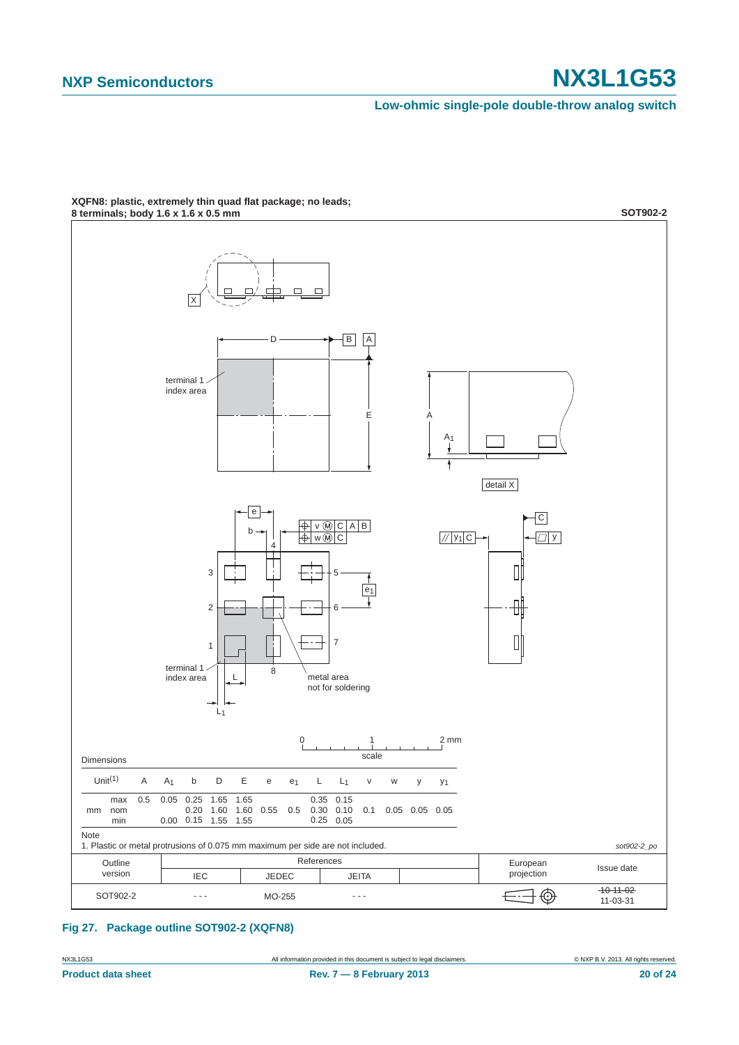**XQFN8: plastic, extremely thin quad flat package; no leads; 8 terminals; body 1.6 x 1.6 x 0.5 mm**

**SOT902-2**

Dimensions

| Unit[1] | | A | $A_1$ | b | D | E | e | $e_1$ | L | $L_1$ | v | w | y | $y_1$ |
|---|---|---|---|---|---|---|---|---|---|---|---|---|---|---|
| mm | max | 0.5 | 0.05 | 0.25 | 1.65 | 1.65 | | | 0.35 | 0.15 | | | | |
| | nom | | | 0.20 | 1.60 | 1.60 | 0.55 | 0.5 | 0.30 | 0.10 | 0.1 | 0.05 | 0.05 | 0.05 |
| | min | | 0.00 | 0.15 | 1.55 | 1.55 | | | 0.25 | 0.05 | | | | |

Note

1. Plastic or metal protrusions of 0.075 mm maximum per side are not included.

*sot902-2_po*

| Outline version | References | | | | European projection | Issue date |
|---|---|---|---|---|---|---|
| | IEC | JEDEC | JEITA | | | |
| SOT902-2 | - - - | MO-255 | - - - | | | ~~10-11-02~~ 11-03-31 |

**Fig 27. Package outline SOT902-2 (XQFN8)**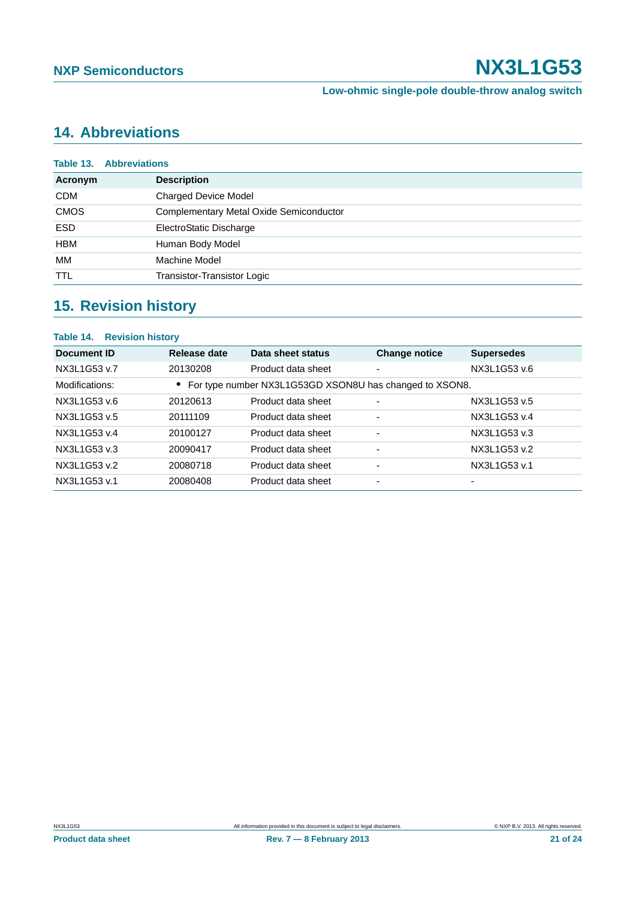## 14. Abbreviations

**Table 13. Abbreviations**

| Acronym | Description |
| --- | --- |
| CDM | Charged Device Model |
| CMOS | Complementary Metal Oxide Semiconductor |
| ESD | ElectroStatic Discharge |
| HBM | Human Body Model |
| MM | Machine Model |
| TTL | Transistor-Transistor Logic |

## 15. Revision history

**Table 14. Revision history**

| Document ID | Release date | Data sheet status | Change notice | Supersedes |
| --- | --- | --- | --- | --- |
| NX3L1G53 v.7 | 20130208 | Product data sheet | - | NX3L1G53 v.6 |
| Modifications: | • For type number NX3L1G53GD XSON8U has changed to XSON8. | | | |
| NX3L1G53 v.6 | 20120613 | Product data sheet | - | NX3L1G53 v.5 |
| NX3L1G53 v.5 | 20111109 | Product data sheet | - | NX3L1G53 v.4 |
| NX3L1G53 v.4 | 20100127 | Product data sheet | - | NX3L1G53 v.3 |
| NX3L1G53 v.3 | 20090417 | Product data sheet | - | NX3L1G53 v.2 |
| NX3L1G53 v.2 | 20080718 | Product data sheet | - | NX3L1G53 v.1 |
| NX3L1G53 v.1 | 20080408 | Product data sheet | - | - |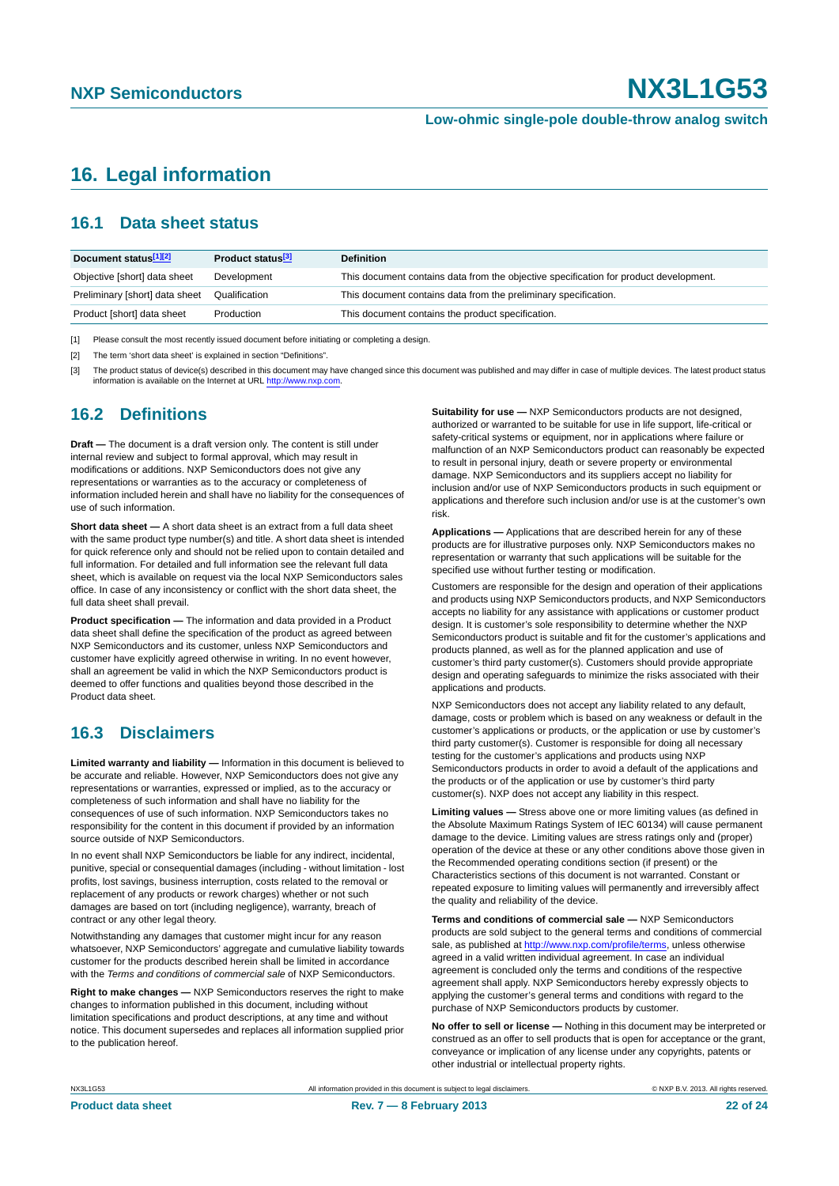# 16. Legal information

## 16.1 Data sheet status

| Document status[1][2] | Product status[3] | Definition |
|---|---|---|
| Objective [short] data sheet | Development | This document contains data from the objective specification for product development. |
| Preliminary [short] data sheet | Qualification | This document contains data from the preliminary specification. |
| Product [short] data sheet | Production | This document contains the product specification. |

[1] Please consult the most recently issued document before initiating or completing a design.

[2] The term 'short data sheet' is explained in section "Definitions".

[3] The product status of device(s) described in this document may have changed since this document was published and may differ in case of multiple devices. The latest product status information is available on the Internet at URL http://www.nxp.com.

## 16.2 Definitions

**Draft —** The document is a draft version only. The content is still under internal review and subject to formal approval, which may result in modifications or additions. NXP Semiconductors does not give any representations or warranties as to the accuracy or completeness of information included herein and shall have no liability for the consequences of use of such information.

**Short data sheet —** A short data sheet is an extract from a full data sheet with the same product type number(s) and title. A short data sheet is intended for quick reference only and should not be relied upon to contain detailed and full information. For detailed and full information see the relevant full data sheet, which is available on request via the local NXP Semiconductors sales office. In case of any inconsistency or conflict with the short data sheet, the full data sheet shall prevail.

**Product specification —** The information and data provided in a Product data sheet shall define the specification of the product as agreed between NXP Semiconductors and its customer, unless NXP Semiconductors and customer have explicitly agreed otherwise in writing. In no event however, shall an agreement be valid in which the NXP Semiconductors product is deemed to offer functions and qualities beyond those described in the Product data sheet.

## 16.3 Disclaimers

**Limited warranty and liability —** Information in this document is believed to be accurate and reliable. However, NXP Semiconductors does not give any representations or warranties, expressed or implied, as to the accuracy or completeness of such information and shall have no liability for the consequences of use of such information. NXP Semiconductors takes no responsibility for the content in this document if provided by an information source outside of NXP Semiconductors.

In no event shall NXP Semiconductors be liable for any indirect, incidental, punitive, special or consequential damages (including - without limitation - lost profits, lost savings, business interruption, costs related to the removal or replacement of any products or rework charges) whether or not such damages are based on tort (including negligence), warranty, breach of contract or any other legal theory.

Notwithstanding any damages that customer might incur for any reason whatsoever, NXP Semiconductors' aggregate and cumulative liability towards customer for the products described herein shall be limited in accordance with the *Terms and conditions of commercial sale* of NXP Semiconductors.

**Right to make changes —** NXP Semiconductors reserves the right to make changes to information published in this document, including without limitation specifications and product descriptions, at any time and without notice. This document supersedes and replaces all information supplied prior to the publication hereof.

**Suitability for use —** NXP Semiconductors products are not designed, authorized or warranted to be suitable for use in life support, life-critical or safety-critical systems or equipment, nor in applications where failure or malfunction of an NXP Semiconductors product can reasonably be expected to result in personal injury, death or severe property or environmental damage. NXP Semiconductors and its suppliers accept no liability for inclusion and/or use of NXP Semiconductors products in such equipment or applications and therefore such inclusion and/or use is at the customer's own risk.

**Applications —** Applications that are described herein for any of these products are for illustrative purposes only. NXP Semiconductors makes no representation or warranty that such applications will be suitable for the specified use without further testing or modification.

Customers are responsible for the design and operation of their applications and products using NXP Semiconductors products, and NXP Semiconductors accepts no liability for any assistance with applications or customer product design. It is customer's sole responsibility to determine whether the NXP Semiconductors product is suitable and fit for the customer's applications and products planned, as well as for the planned application and use of customer's third party customer(s). Customers should provide appropriate design and operating safeguards to minimize the risks associated with their applications and products.

NXP Semiconductors does not accept any liability related to any default, damage, costs or problem which is based on any weakness or default in the customer's applications or products, or the application or use by customer's third party customer(s). Customer is responsible for doing all necessary testing for the customer's applications and products using NXP Semiconductors products in order to avoid a default of the applications and the products or of the application or use by customer's third party customer(s). NXP does not accept any liability in this respect.

**Limiting values —** Stress above one or more limiting values (as defined in the Absolute Maximum Ratings System of IEC 60134) will cause permanent damage to the device. Limiting values are stress ratings only and (proper) operation of the device at these or any other conditions above those given in the Recommended operating conditions section (if present) or the Characteristics sections of this document is not warranted. Constant or repeated exposure to limiting values will permanently and irreversibly affect the quality and reliability of the device.

**Terms and conditions of commercial sale —** NXP Semiconductors products are sold subject to the general terms and conditions of commercial sale, as published at http://www.nxp.com/profile/terms, unless otherwise agreed in a valid written individual agreement. In case an individual agreement is concluded only the terms and conditions of the respective agreement shall apply. NXP Semiconductors hereby expressly objects to applying the customer's general terms and conditions with regard to the purchase of NXP Semiconductors products by customer.

**No offer to sell or license —** Nothing in this document may be interpreted or construed as an offer to sell products that is open for acceptance or the grant, conveyance or implication of any license under any copyrights, patents or other industrial or intellectual property rights.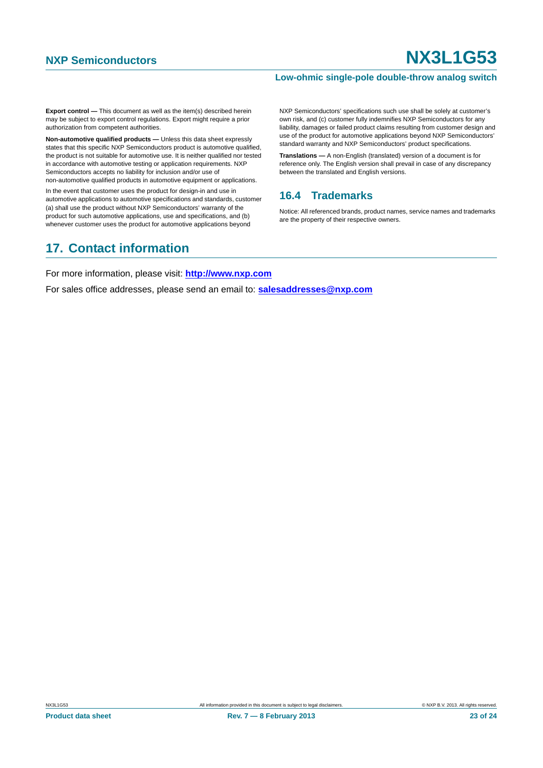**Export control —** This document as well as the item(s) described herein may be subject to export control regulations. Export might require a prior authorization from competent authorities.

**Non-automotive qualified products —** Unless this data sheet expressly states that this specific NXP Semiconductors product is automotive qualified, the product is not suitable for automotive use. It is neither qualified nor tested in accordance with automotive testing or application requirements. NXP Semiconductors accepts no liability for inclusion and/or use of non-automotive qualified products in automotive equipment or applications.

In the event that customer uses the product for design-in and use in automotive applications to automotive specifications and standards, customer (a) shall use the product without NXP Semiconductors' warranty of the product for such automotive applications, use and specifications, and (b) whenever customer uses the product for automotive applications beyond NXP Semiconductors' specifications such use shall be solely at customer's own risk, and (c) customer fully indemnifies NXP Semiconductors for any liability, damages or failed product claims resulting from customer design and use of the product for automotive applications beyond NXP Semiconductors' standard warranty and NXP Semiconductors' product specifications.

**Translations —** A non-English (translated) version of a document is for reference only. The English version shall prevail in case of any discrepancy between the translated and English versions.

### 16.4 Trademarks

Notice: All referenced brands, product names, service names and trademarks are the property of their respective owners.

## 17. Contact information

For more information, please visit: **http://www.nxp.com**

For sales office addresses, please send an email to: **salesaddresses@nxp.com**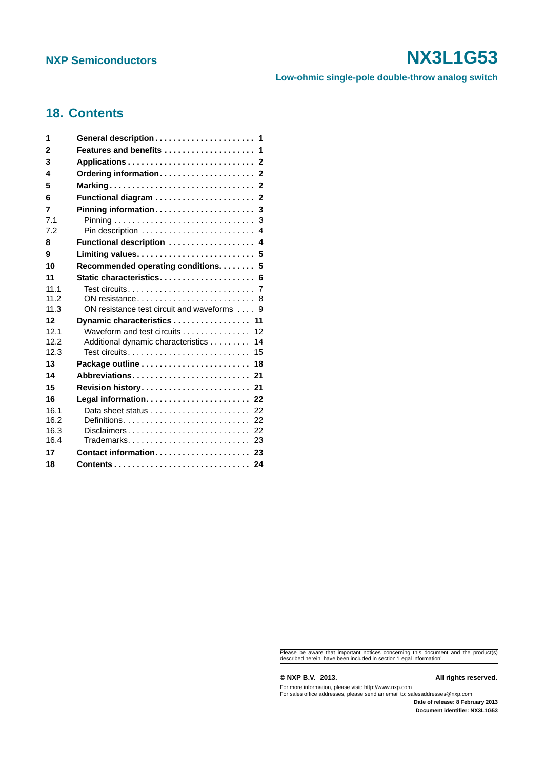## 18. Contents

| | | |
|---|---|---|
| **1** | **General description** | **1** |
| **2** | **Features and benefits** | **1** |
| **3** | **Applications** | **2** |
| **4** | **Ordering information** | **2** |
| **5** | **Marking** | **2** |
| **6** | **Functional diagram** | **2** |
| **7** | **Pinning information** | **3** |
| 7.1 | Pinning | 3 |
| 7.2 | Pin description | 4 |
| **8** | **Functional description** | **4** |
| **9** | **Limiting values** | **5** |
| **10** | **Recommended operating conditions** | **5** |
| **11** | **Static characteristics** | **6** |
| 11.1 | Test circuits | 7 |
| 11.2 | ON resistance | 8 |
| 11.3 | ON resistance test circuit and waveforms | 9 |
| **12** | **Dynamic characteristics** | **11** |
| 12.1 | Waveform and test circuits | 12 |
| 12.2 | Additional dynamic characteristics | 14 |
| 12.3 | Test circuits | 15 |
| **13** | **Package outline** | **18** |
| **14** | **Abbreviations** | **21** |
| **15** | **Revision history** | **21** |
| **16** | **Legal information** | **22** |
| 16.1 | Data sheet status | 22 |
| 16.2 | Definitions | 22 |
| 16.3 | Disclaimers | 22 |
| 16.4 | Trademarks | 23 |
| **17** | **Contact information** | **23** |
| **18** | **Contents** | **24** |

Please be aware that important notices concerning this document and the product(s) described herein, have been included in section 'Legal information'.

**© NXP B.V. 2013.** **All rights reserved.**

For more information, please visit: http://www.nxp.com
For sales office addresses, please send an email to: salesaddresses@nxp.com

**Date of release: 8 February 2013**
**Document identifier: NX3L1G53**